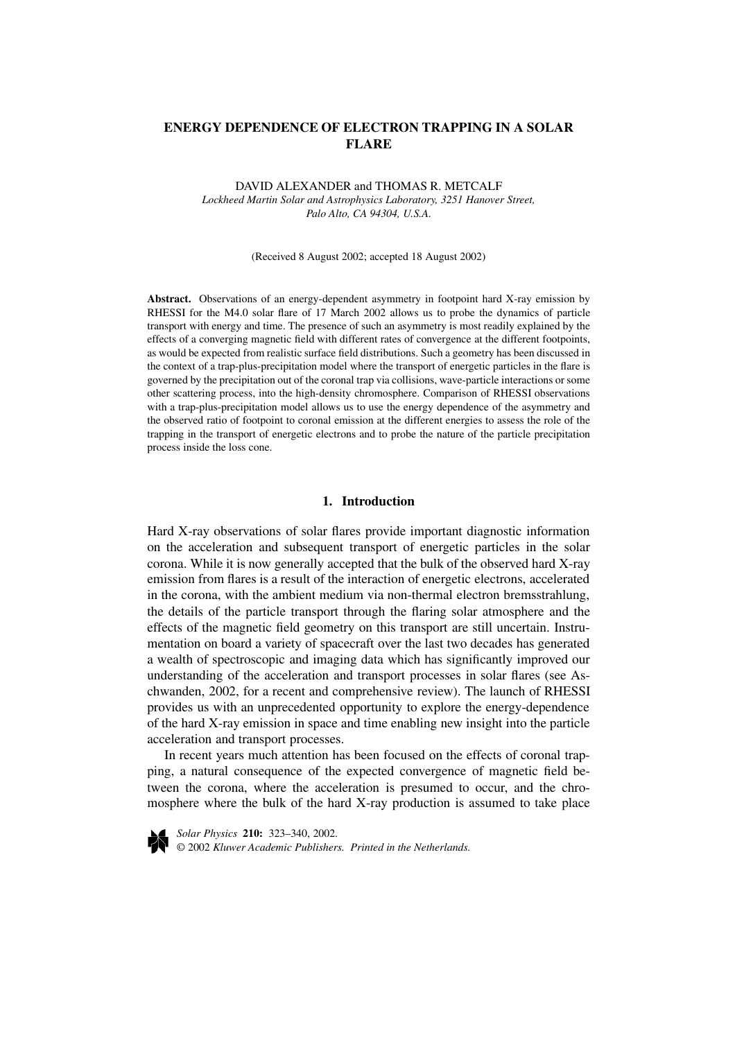# ENERGY DEPENDENCE OF ELECTRON TRAPPING IN A SOLAR FLARE

DAVID ALEXANDER and THOMAS R. METCALF

*Lockheed Martin Solar and Astrophysics Laboratory, 3251 Hanover Street, Palo Alto, CA 94304, U.S.A.*

(Received 8 August 2002; accepted 18 August 2002)

**Abstract.** Observations of an energy-dependent asymmetry in footpoint hard X-ray emission by RHESSI for the M4.0 solar flare of 17 March 2002 allows us to probe the dynamics of particle transport with energy and time. The presence of such an asymmetry is most readily explained by the effects of a converging magnetic field with different rates of convergence at the different footpoints, as would be expected from realistic surface field distributions. Such a geometry has been discussed in the context of a trap-plus-precipitation model where the transport of energetic particles in the flare is governed by the precipitation out of the coronal trap via collisions, wave-particle interactions or some other scattering process, into the high-density chromosphere. Comparison of RHESSI observations with a trap-plus-precipitation model allows us to use the energy dependence of the asymmetry and the observed ratio of footpoint to coronal emission at the different energies to assess the role of the trapping in the transport of energetic electrons and to probe the nature of the particle precipitation process inside the loss cone.

## 1. Introduction

Hard X-ray observations of solar flares provide important diagnostic information on the acceleration and subsequent transport of energetic particles in the solar corona. While it is now generally accepted that the bulk of the observed hard X-ray emission from flares is a result of the interaction of energetic electrons, accelerated in the corona, with the ambient medium via non-thermal electron bremsstrahlung, the details of the particle transport through the flaring solar atmosphere and the effects of the magnetic field geometry on this transport are still uncertain. Instrumentation on board a variety of spacecraft over the last two decades has generated a wealth of spectroscopic and imaging data which has significantly improved our understanding of the acceleration and transport processes in solar flares (see Aschwanden, 2002, for a recent and comprehensive review). The launch of RHESSI provides us with an unprecedented opportunity to explore the energy-dependence of the hard X-ray emission in space and time enabling new insight into the particle acceleration and transport processes.

In recent years much attention has been focused on the effects of coronal trapping, a natural consequence of the expected convergence of magnetic field between the corona, where the acceleration is presumed to occur, and the chromosphere where the bulk of the hard X-ray production is assumed to take place

*Solar Physics* **210:** 323–340, 2002.
© 2002 *Kluwer Academic Publishers. Printed in the Netherlands.*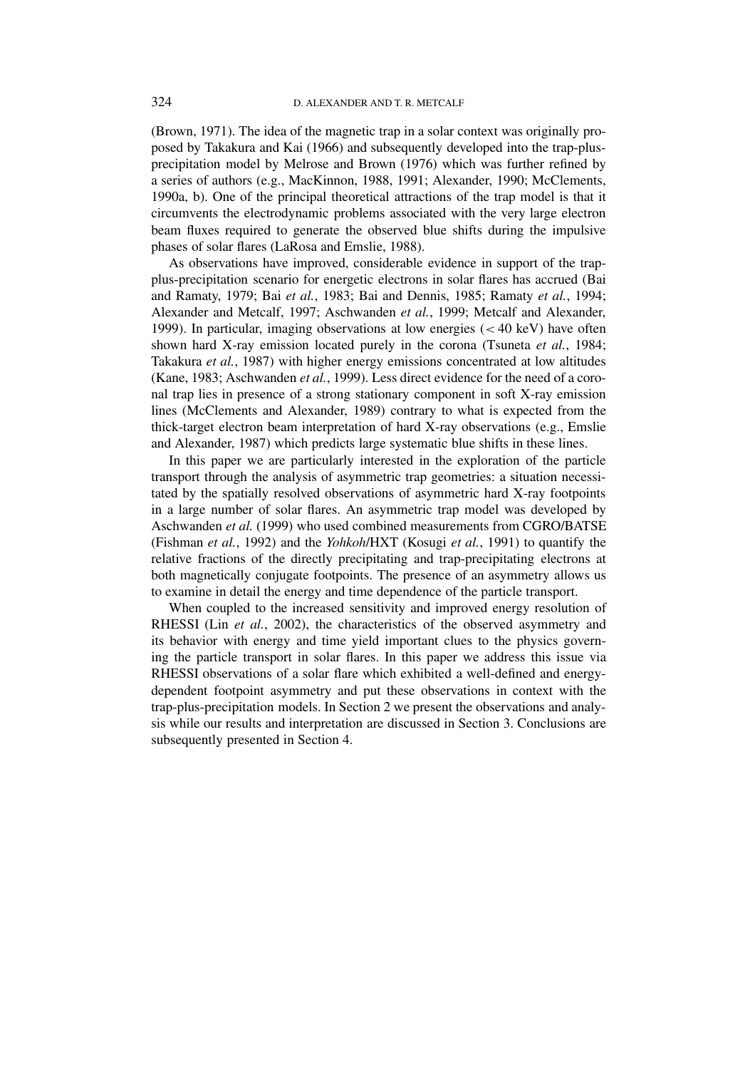(Brown, 1971). The idea of the magnetic trap in a solar context was originally proposed by Takakura and Kai (1966) and subsequently developed into the trap-plus-precipitation model by Melrose and Brown (1976) which was further refined by a series of authors (e.g., MacKinnon, 1988, 1991; Alexander, 1990; McClements, 1990a, b). One of the principal theoretical attractions of the trap model is that it circumvents the electrodynamic problems associated with the very large electron beam fluxes required to generate the observed blue shifts during the impulsive phases of solar flares (LaRosa and Emslie, 1988).

As observations have improved, considerable evidence in support of the trap-plus-precipitation scenario for energetic electrons in solar flares has accrued (Bai and Ramaty, 1979; Bai *et al.*, 1983; Bai and Dennis, 1985; Ramaty *et al.*, 1994; Alexander and Metcalf, 1997; Aschwanden *et al.*, 1999; Metcalf and Alexander, 1999). In particular, imaging observations at low energies ($< 40$ keV) have often shown hard X-ray emission located purely in the corona (Tsuneta *et al.*, 1984; Takakura *et al.*, 1987) with higher energy emissions concentrated at low altitudes (Kane, 1983; Aschwanden *et al.*, 1999). Less direct evidence for the need of a coronal trap lies in presence of a strong stationary component in soft X-ray emission lines (McClements and Alexander, 1989) contrary to what is expected from the thick-target electron beam interpretation of hard X-ray observations (e.g., Emslie and Alexander, 1987) which predicts large systematic blue shifts in these lines.

In this paper we are particularly interested in the exploration of the particle transport through the analysis of asymmetric trap geometries: a situation necessitated by the spatially resolved observations of asymmetric hard X-ray footpoints in a large number of solar flares. An asymmetric trap model was developed by Aschwanden *et al.* (1999) who used combined measurements from CGRO/BATSE (Fishman *et al.*, 1992) and the *Yohkoh*/HXT (Kosugi *et al.*, 1991) to quantify the relative fractions of the directly precipitating and trap-precipitating electrons at both magnetically conjugate footpoints. The presence of an asymmetry allows us to examine in detail the energy and time dependence of the particle transport.

When coupled to the increased sensitivity and improved energy resolution of RHESSI (Lin *et al.*, 2002), the characteristics of the observed asymmetry and its behavior with energy and time yield important clues to the physics governing the particle transport in solar flares. In this paper we address this issue via RHESSI observations of a solar flare which exhibited a well-defined and energy-dependent footpoint asymmetry and put these observations in context with the trap-plus-precipitation models. In Section 2 we present the observations and analysis while our results and interpretation are discussed in Section 3. Conclusions are subsequently presented in Section 4.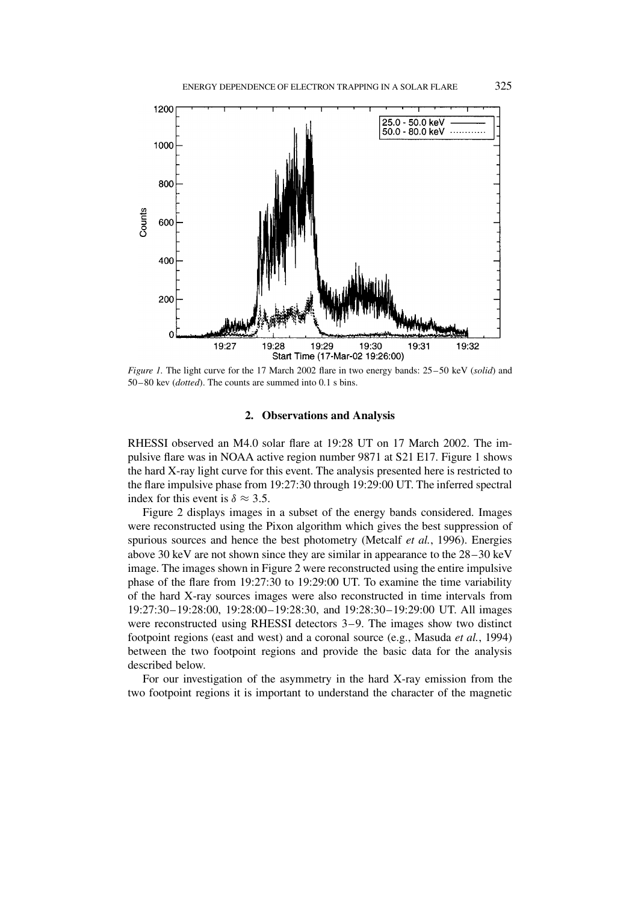*Figure 1.* The light curve for the 17 March 2002 flare in two energy bands: 25–50 keV (*solid*) and 50–80 kev (*dotted*). The counts are summed into 0.1 s bins.

## 2. Observations and Analysis

RHESSI observed an M4.0 solar flare at 19:28 UT on 17 March 2002. The impulsive flare was in NOAA active region number 9871 at S21 E17. Figure 1 shows the hard X-ray light curve for this event. The analysis presented here is restricted to the flare impulsive phase from 19:27:30 through 19:29:00 UT. The inferred spectral index for this event is $\delta \approx 3.5$.

Figure 2 displays images in a subset of the energy bands considered. Images were reconstructed using the Pixon algorithm which gives the best suppression of spurious sources and hence the best photometry (Metcalf *et al.*, 1996). Energies above 30 keV are not shown since they are similar in appearance to the 28–30 keV image. The images shown in Figure 2 were reconstructed using the entire impulsive phase of the flare from 19:27:30 to 19:29:00 UT. To examine the time variability of the hard X-ray sources images were also reconstructed in time intervals from 19:27:30–19:28:00, 19:28:00–19:28:30, and 19:28:30–19:29:00 UT. All images were reconstructed using RHESSI detectors 3–9. The images show two distinct footpoint regions (east and west) and a coronal source (e.g., Masuda *et al.*, 1994) between the two footpoint regions and provide the basic data for the analysis described below.

For our investigation of the asymmetry in the hard X-ray emission from the two footpoint regions it is important to understand the character of the magnetic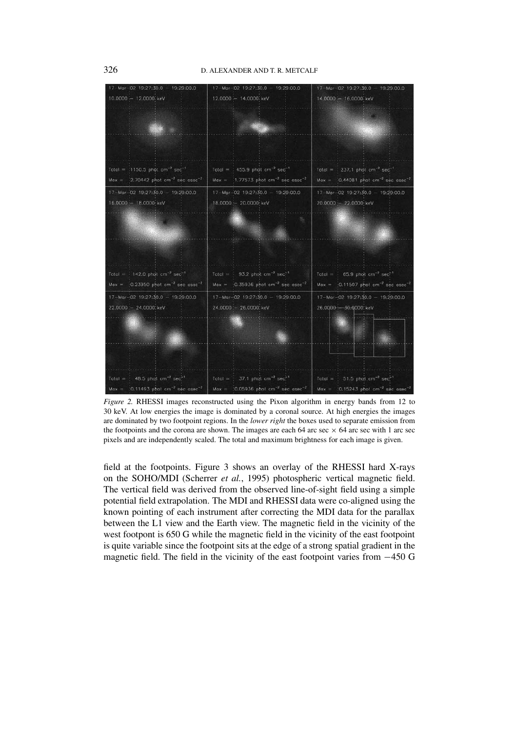*Figure 2.* RHESSI images reconstructed using the Pixon algorithm in energy bands from 12 to 30 keV. At low energies the image is dominated by a coronal source. At high energies the images are dominated by two footpoint regions. In the *lower right* the boxes used to separate emission from the footpoints and the corona are shown. The images are each 64 arc sec × 64 arc sec with 1 arc sec pixels and are independently scaled. The total and maximum brightness for each image is given.

field at the footpoints. Figure 3 shows an overlay of the RHESSI hard X-rays on the SOHO/MDI (Scherrer *et al.*, 1995) photospheric vertical magnetic field. The vertical field was derived from the observed line-of-sight field using a simple potential field extrapolation. The MDI and RHESSI data were co-aligned using the known pointing of each instrument after correcting the MDI data for the parallax between the L1 view and the Earth view. The magnetic field in the vicinity of the west footpont is 650 G while the magnetic field in the vicinity of the east footpoint is quite variable since the footpoint sits at the edge of a strong spatial gradient in the magnetic field. The field in the vicinity of the east footpoint varies from −450 G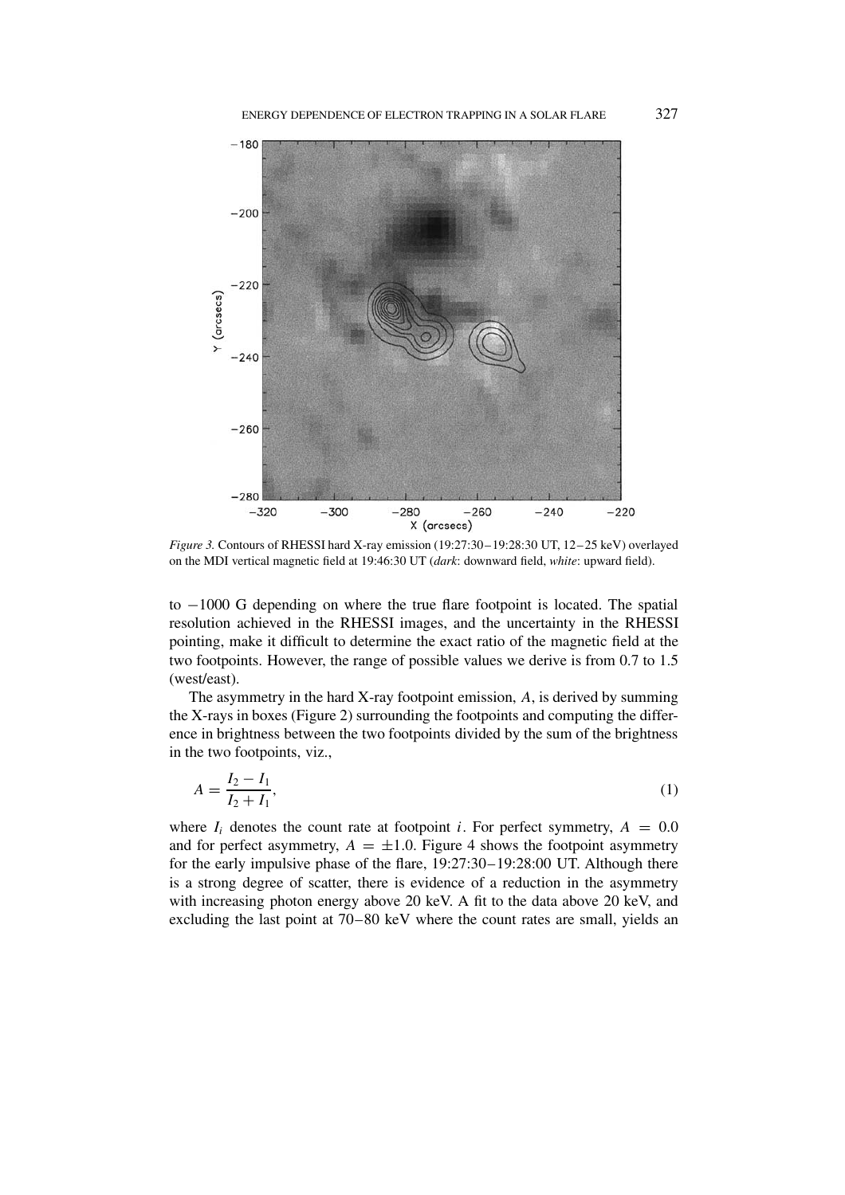*Figure 3.* Contours of RHESSI hard X-ray emission (19:27:30–19:28:30 UT, 12–25 keV) overlayed on the MDI vertical magnetic field at 19:46:30 UT (*dark*: downward field, *white*: upward field).

to −1000 G depending on where the true flare footpoint is located. The spatial resolution achieved in the RHESSI images, and the uncertainty in the RHESSI pointing, make it difficult to determine the exact ratio of the magnetic field at the two footpoints. However, the range of possible values we derive is from 0.7 to 1.5 (west/east).

The asymmetry in the hard X-ray footpoint emission, $A$, is derived by summing the X-rays in boxes (Figure 2) surrounding the footpoints and computing the difference in brightness between the two footpoints divided by the sum of the brightness in the two footpoints, viz.,

$$A = \frac{I_2 - I_1}{I_2 + I_1}, \tag{1}$$

where $I_i$ denotes the count rate at footpoint $i$. For perfect symmetry, $A = 0.0$ and for perfect asymmetry, $A = \pm 1.0$. Figure 4 shows the footpoint asymmetry for the early impulsive phase of the flare, 19:27:30–19:28:00 UT. Although there is a strong degree of scatter, there is evidence of a reduction in the asymmetry with increasing photon energy above 20 keV. A fit to the data above 20 keV, and excluding the last point at 70–80 keV where the count rates are small, yields an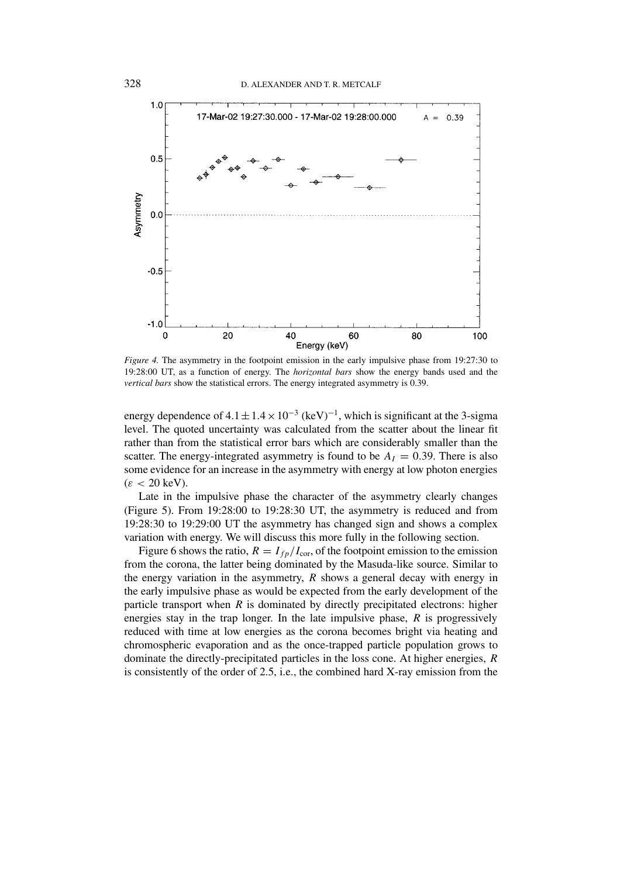*Figure 4.* The asymmetry in the footpoint emission in the early impulsive phase from 19:27:30 to 19:28:00 UT, as a function of energy. The *horizontal bars* show the energy bands used and the *vertical bars* show the statistical errors. The energy integrated asymmetry is 0.39.

energy dependence of $4.1 \pm 1.4 \times 10^{-3}$ (keV)$^{-1}$, which is significant at the 3-sigma level. The quoted uncertainty was calculated from the scatter about the linear fit rather than from the statistical error bars which are considerably smaller than the scatter. The energy-integrated asymmetry is found to be $A_I = 0.39$. There is also some evidence for an increase in the asymmetry with energy at low photon energies ($\varepsilon < 20$ keV).

Late in the impulsive phase the character of the asymmetry clearly changes (Figure 5). From 19:28:00 to 19:28:30 UT, the asymmetry is reduced and from 19:28:30 to 19:29:00 UT the asymmetry has changed sign and shows a complex variation with energy. We will discuss this more fully in the following section.

Figure 6 shows the ratio, $R = I_{fp}/I_{\text{cor}}$, of the footpoint emission to the emission from the corona, the latter being dominated by the Masuda-like source. Similar to the energy variation in the asymmetry, $R$ shows a general decay with energy in the early impulsive phase as would be expected from the early development of the particle transport when $R$ is dominated by directly precipitated electrons: higher energies stay in the trap longer. In the late impulsive phase, $R$ is progressively reduced with time at low energies as the corona becomes bright via heating and chromospheric evaporation and as the once-trapped particle population grows to dominate the directly-precipitated particles in the loss cone. At higher energies, $R$ is consistently of the order of 2.5, i.e., the combined hard X-ray emission from the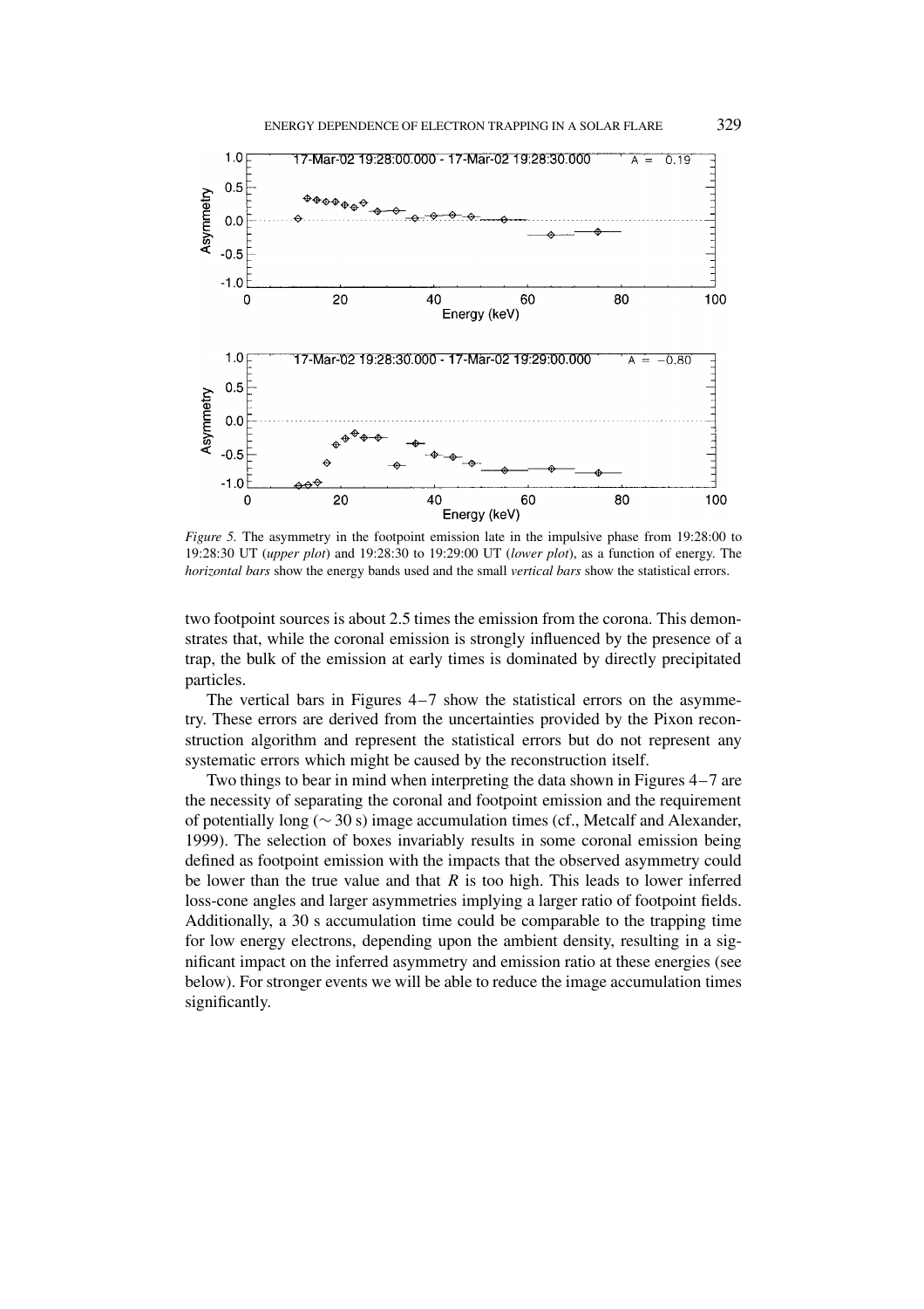*Figure 5.* The asymmetry in the footpoint emission late in the impulsive phase from 19:28:00 to 19:28:30 UT (*upper plot*) and 19:28:30 to 19:29:00 UT (*lower plot*), as a function of energy. The *horizontal bars* show the energy bands used and the small *vertical bars* show the statistical errors.

two footpoint sources is about 2.5 times the emission from the corona. This demonstrates that, while the coronal emission is strongly influenced by the presence of a trap, the bulk of the emission at early times is dominated by directly precipitated particles.

The vertical bars in Figures 4–7 show the statistical errors on the asymmetry. These errors are derived from the uncertainties provided by the Pixon reconstruction algorithm and represent the statistical errors but do not represent any systematic errors which might be caused by the reconstruction itself.

Two things to bear in mind when interpreting the data shown in Figures 4–7 are the necessity of separating the coronal and footpoint emission and the requirement of potentially long ($\sim 30$ s) image accumulation times (cf., Metcalf and Alexander, 1999). The selection of boxes invariably results in some coronal emission being defined as footpoint emission with the impacts that the observed asymmetry could be lower than the true value and that $R$ is too high. This leads to lower inferred loss-cone angles and larger asymmetries implying a larger ratio of footpoint fields. Additionally, a 30 s accumulation time could be comparable to the trapping time for low energy electrons, depending upon the ambient density, resulting in a significant impact on the inferred asymmetry and emission ratio at these energies (see below). For stronger events we will be able to reduce the image accumulation times significantly.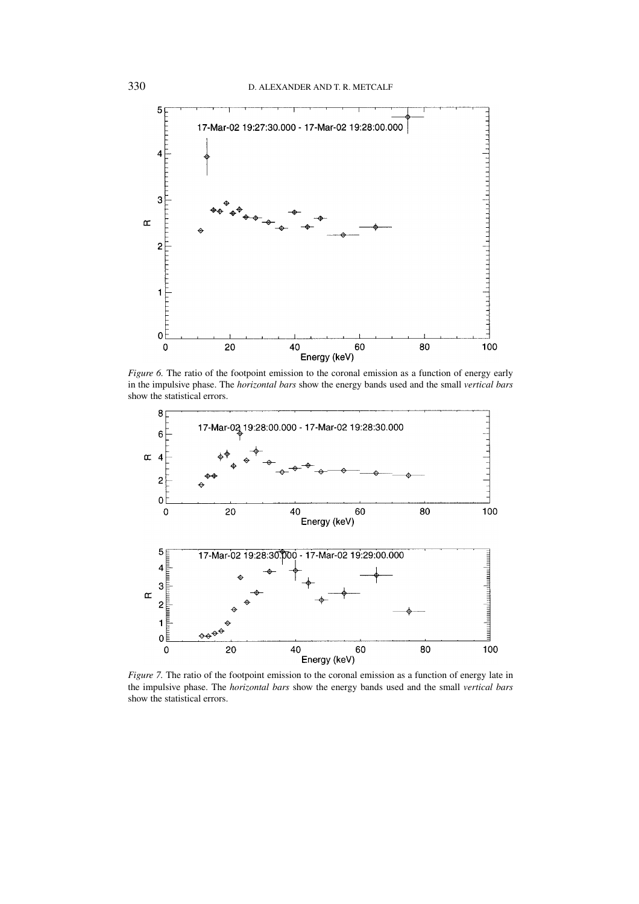*Figure 6.* The ratio of the footpoint emission to the coronal emission as a function of energy early in the impulsive phase. The *horizontal bars* show the energy bands used and the small *vertical bars* show the statistical errors.

*Figure 7.* The ratio of the footpoint emission to the coronal emission as a function of energy late in the impulsive phase. The *horizontal bars* show the energy bands used and the small *vertical bars* show the statistical errors.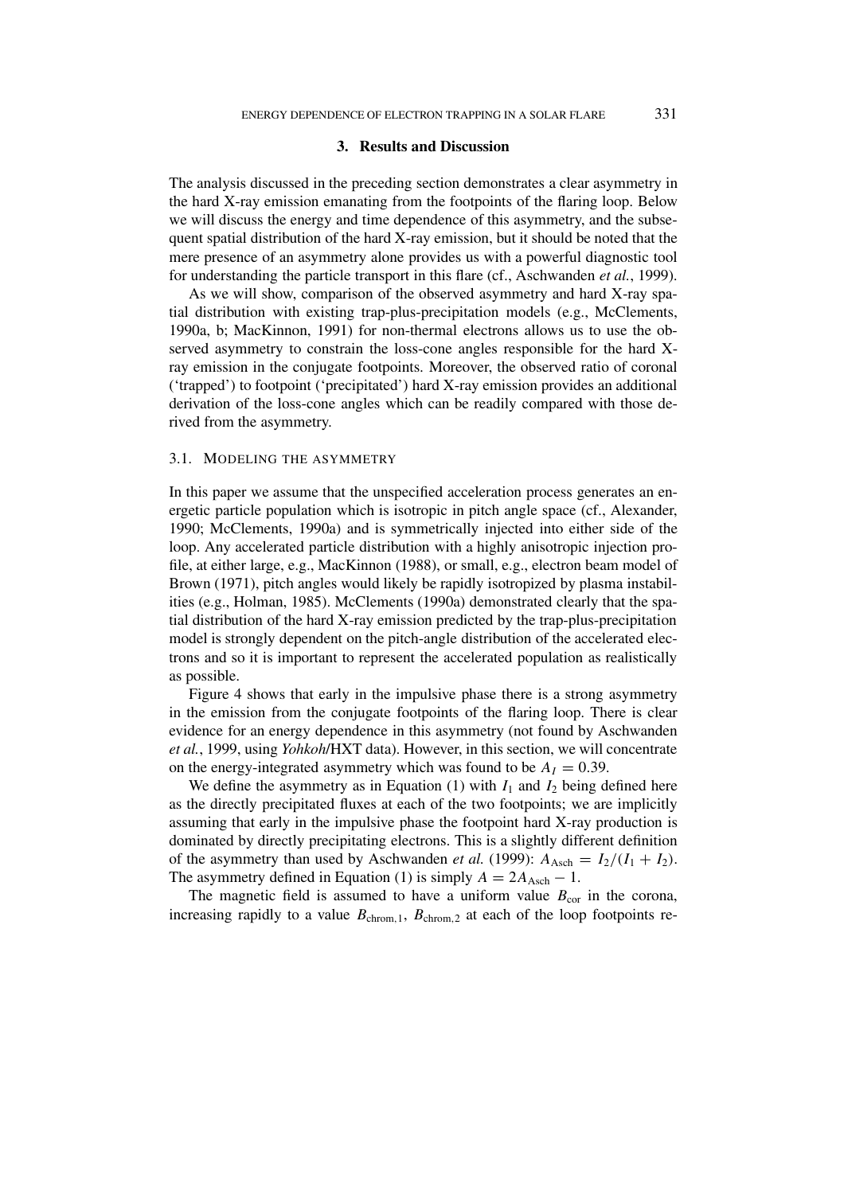## 3. Results and Discussion

The analysis discussed in the preceding section demonstrates a clear asymmetry in the hard X-ray emission emanating from the footpoints of the flaring loop. Below we will discuss the energy and time dependence of this asymmetry, and the subsequent spatial distribution of the hard X-ray emission, but it should be noted that the mere presence of an asymmetry alone provides us with a powerful diagnostic tool for understanding the particle transport in this flare (cf., Aschwanden *et al.*, 1999).

As we will show, comparison of the observed asymmetry and hard X-ray spatial distribution with existing trap-plus-precipitation models (e.g., McClements, 1990a, b; MacKinnon, 1991) for non-thermal electrons allows us to use the observed asymmetry to constrain the loss-cone angles responsible for the hard X-ray emission in the conjugate footpoints. Moreover, the observed ratio of coronal ('trapped') to footpoint ('precipitated') hard X-ray emission provides an additional derivation of the loss-cone angles which can be readily compared with those derived from the asymmetry.

### 3.1. Modeling the Asymmetry

In this paper we assume that the unspecified acceleration process generates an energetic particle population which is isotropic in pitch angle space (cf., Alexander, 1990; McClements, 1990a) and is symmetrically injected into either side of the loop. Any accelerated particle distribution with a highly anisotropic injection profile, at either large, e.g., MacKinnon (1988), or small, e.g., electron beam model of Brown (1971), pitch angles would likely be rapidly isotropized by plasma instabilities (e.g., Holman, 1985). McClements (1990a) demonstrated clearly that the spatial distribution of the hard X-ray emission predicted by the trap-plus-precipitation model is strongly dependent on the pitch-angle distribution of the accelerated electrons and so it is important to represent the accelerated population as realistically as possible.

Figure 4 shows that early in the impulsive phase there is a strong asymmetry in the emission from the conjugate footpoints of the flaring loop. There is clear evidence for an energy dependence in this asymmetry (not found by Aschwanden *et al.*, 1999, using *Yohkoh*/HXT data). However, in this section, we will concentrate on the energy-integrated asymmetry which was found to be $A_I = 0.39$.

We define the asymmetry as in Equation (1) with $I_1$ and $I_2$ being defined here as the directly precipitated fluxes at each of the two footpoints; we are implicitly assuming that early in the impulsive phase the footpoint hard X-ray production is dominated by directly precipitating electrons. This is a slightly different definition of the asymmetry than used by Aschwanden *et al.* (1999): $A_{\text{Asch}} = I_2/(I_1 + I_2)$. The asymmetry defined in Equation (1) is simply $A = 2A_{\text{Asch}} - 1$.

The magnetic field is assumed to have a uniform value $B_{\text{cor}}$ in the corona, increasing rapidly to a value $B_{\text{chrom},1}$, $B_{\text{chrom},2}$ at each of the loop footpoints re-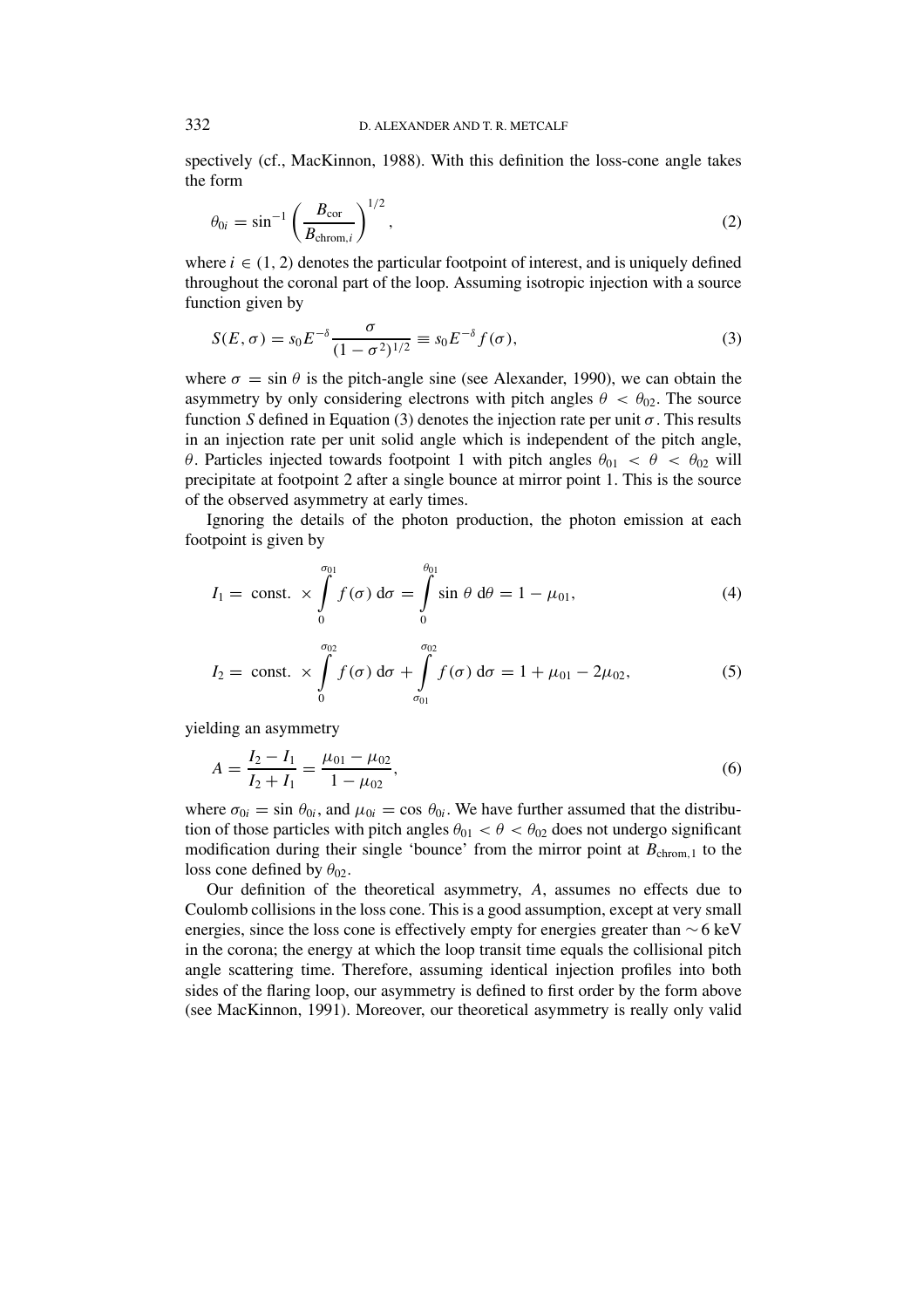spectively (cf., MacKinnon, 1988). With this definition the loss-cone angle takes the form

$$\theta_{0i} = \sin^{-1}\left(\frac{B_{\mathrm{cor}}}{B_{\mathrm{chrom},i}}\right)^{1/2}, \tag{2}$$

where $i \in (1, 2)$ denotes the particular footpoint of interest, and is uniquely defined throughout the coronal part of the loop. Assuming isotropic injection with a source function given by

$$S(E, \sigma) = s_0 E^{-\delta} \frac{\sigma}{(1-\sigma^2)^{1/2}} \equiv s_0 E^{-\delta} f(\sigma), \tag{3}$$

where $\sigma = \sin\theta$ is the pitch-angle sine (see Alexander, 1990), we can obtain the asymmetry by only considering electrons with pitch angles $\theta < \theta_{02}$. The source function $S$ defined in Equation (3) denotes the injection rate per unit $\sigma$. This results in an injection rate per unit solid angle which is independent of the pitch angle, $\theta$. Particles injected towards footpoint 1 with pitch angles $\theta_{01} < \theta < \theta_{02}$ will precipitate at footpoint 2 after a single bounce at mirror point 1. This is the source of the observed asymmetry at early times.

Ignoring the details of the photon production, the photon emission at each footpoint is given by

$$I_1 = \text{ const. } \times \int_0^{\sigma_{01}} f(\sigma)\, \mathrm{d}\sigma = \int_0^{\theta_{01}} \sin\theta\, \mathrm{d}\theta = 1 - \mu_{01}, \tag{4}$$

$$I_2 = \text{ const. } \times \int_0^{\sigma_{02}} f(\sigma)\, \mathrm{d}\sigma + \int_{\sigma_{01}}^{\sigma_{02}} f(\sigma)\, \mathrm{d}\sigma = 1 + \mu_{01} - 2\mu_{02}, \tag{5}$$

yielding an asymmetry

$$A = \frac{I_2 - I_1}{I_2 + I_1} = \frac{\mu_{01} - \mu_{02}}{1 - \mu_{02}}, \tag{6}$$

where $\sigma_{0i} = \sin\theta_{0i}$, and $\mu_{0i} = \cos\theta_{0i}$. We have further assumed that the distribution of those particles with pitch angles $\theta_{01} < \theta < \theta_{02}$ does not undergo significant modification during their single 'bounce' from the mirror point at $B_{\mathrm{chrom},1}$ to the loss cone defined by $\theta_{02}$.

Our definition of the theoretical asymmetry, $A$, assumes no effects due to Coulomb collisions in the loss cone. This is a good assumption, except at very small energies, since the loss cone is effectively empty for energies greater than $\sim 6$ keV in the corona; the energy at which the loop transit time equals the collisional pitch angle scattering time. Therefore, assuming identical injection profiles into both sides of the flaring loop, our asymmetry is defined to first order by the form above (see MacKinnon, 1991). Moreover, our theoretical asymmetry is really only valid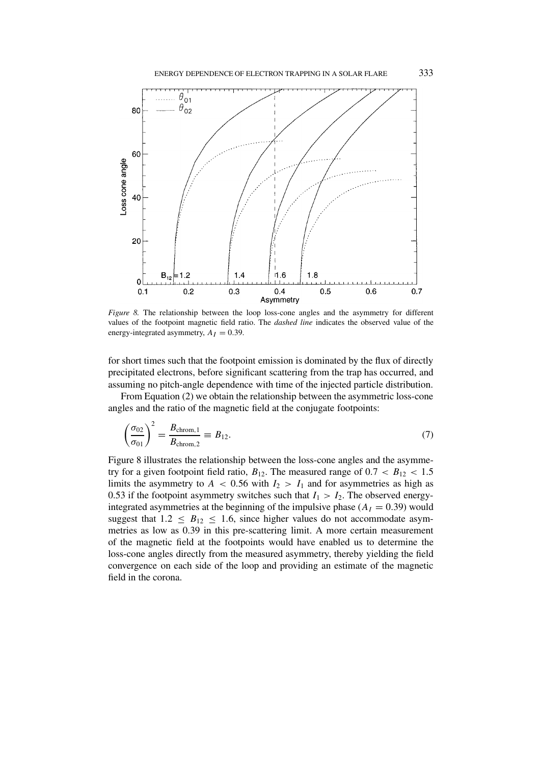*Figure 8.* The relationship between the loop loss-cone angles and the asymmetry for different values of the footpoint magnetic field ratio. The *dashed line* indicates the observed value of the energy-integrated asymmetry, $A_I = 0.39$.

for short times such that the footpoint emission is dominated by the flux of directly precipitated electrons, before significant scattering from the trap has occurred, and assuming no pitch-angle dependence with time of the injected particle distribution.

From Equation (2) we obtain the relationship between the asymmetric loss-cone angles and the ratio of the magnetic field at the conjugate footpoints:

$$\left(\frac{\sigma_{02}}{\sigma_{01}}\right)^2 = \frac{B_{\text{chrom},1}}{B_{\text{chrom},2}} \equiv B_{12}. \tag{7}$$

Figure 8 illustrates the relationship between the loss-cone angles and the asymmetry for a given footpoint field ratio, $B_{12}$. The measured range of $0.7 < B_{12} < 1.5$ limits the asymmetry to $A < 0.56$ with $I_2 > I_1$ and for asymmetries as high as 0.53 if the footpoint asymmetry switches such that $I_1 > I_2$. The observed energy-integrated asymmetries at the beginning of the impulsive phase ($A_I = 0.39$) would suggest that $1.2 \leq B_{12} \leq 1.6$, since higher values do not accommodate asymmetries as low as 0.39 in this pre-scattering limit. A more certain measurement of the magnetic field at the footpoints would have enabled us to determine the loss-cone angles directly from the measured asymmetry, thereby yielding the field convergence on each side of the loop and providing an estimate of the magnetic field in the corona.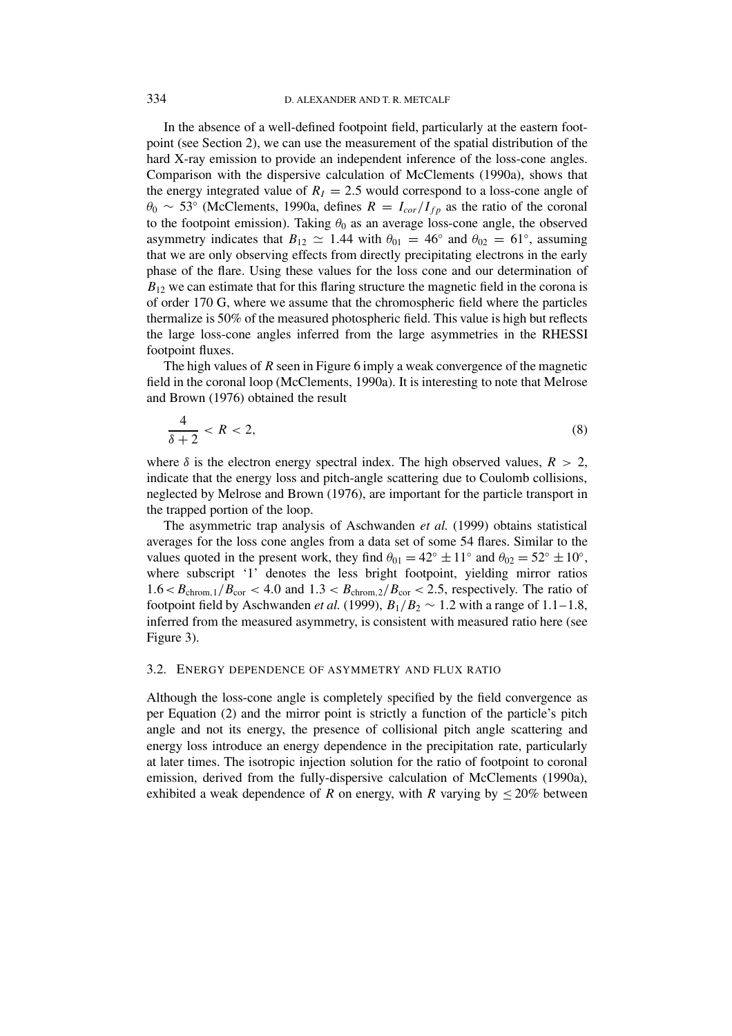In the absence of a well-defined footpoint field, particularly at the eastern footpoint (see Section 2), we can use the measurement of the spatial distribution of the hard X-ray emission to provide an independent inference of the loss-cone angles. Comparison with the dispersive calculation of McClements (1990a), shows that the energy integrated value of $R_I = 2.5$ would correspond to a loss-cone angle of $\theta_0 \sim 53^\circ$ (McClements, 1990a, defines $R = I_{cor}/I_{fp}$ as the ratio of the coronal to the footpoint emission). Taking $\theta_0$ as an average loss-cone angle, the observed asymmetry indicates that $B_{12} \simeq 1.44$ with $\theta_{01} = 46^\circ$ and $\theta_{02} = 61^\circ$, assuming that we are only observing effects from directly precipitating electrons in the early phase of the flare. Using these values for the loss cone and our determination of $B_{12}$ we can estimate that for this flaring structure the magnetic field in the corona is of order 170 G, where we assume that the chromospheric field where the particles thermalize is 50% of the measured photospheric field. This value is high but reflects the large loss-cone angles inferred from the large asymmetries in the RHESSI footpoint fluxes.

The high values of $R$ seen in Figure 6 imply a weak convergence of the magnetic field in the coronal loop (McClements, 1990a). It is interesting to note that Melrose and Brown (1976) obtained the result

$$\frac{4}{\delta + 2} < R < 2, \tag{8}$$

where $\delta$ is the electron energy spectral index. The high observed values, $R > 2$, indicate that the energy loss and pitch-angle scattering due to Coulomb collisions, neglected by Melrose and Brown (1976), are important for the particle transport in the trapped portion of the loop.

The asymmetric trap analysis of Aschwanden *et al.* (1999) obtains statistical averages for the loss cone angles from a data set of some 54 flares. Similar to the values quoted in the present work, they find $\theta_{01} = 42^\circ \pm 11^\circ$ and $\theta_{02} = 52^\circ \pm 10^\circ$, where subscript '1' denotes the less bright footpoint, yielding mirror ratios $1.6 < B_{\text{chrom},1}/B_{\text{cor}} < 4.0$ and $1.3 < B_{\text{chrom},2}/B_{\text{cor}} < 2.5$, respectively. The ratio of footpoint field by Aschwanden *et al.* (1999), $B_1/B_2 \sim 1.2$ with a range of 1.1–1.8, inferred from the measured asymmetry, is consistent with measured ratio here (see Figure 3).

### 3.2. Energy Dependence of Asymmetry and Flux Ratio

Although the loss-cone angle is completely specified by the field convergence as per Equation (2) and the mirror point is strictly a function of the particle's pitch angle and not its energy, the presence of collisional pitch angle scattering and energy loss introduce an energy dependence in the precipitation rate, particularly at later times. The isotropic injection solution for the ratio of footpoint to coronal emission, derived from the fully-dispersive calculation of McClements (1990a), exhibited a weak dependence of $R$ on energy, with $R$ varying by $\leq 20\%$ between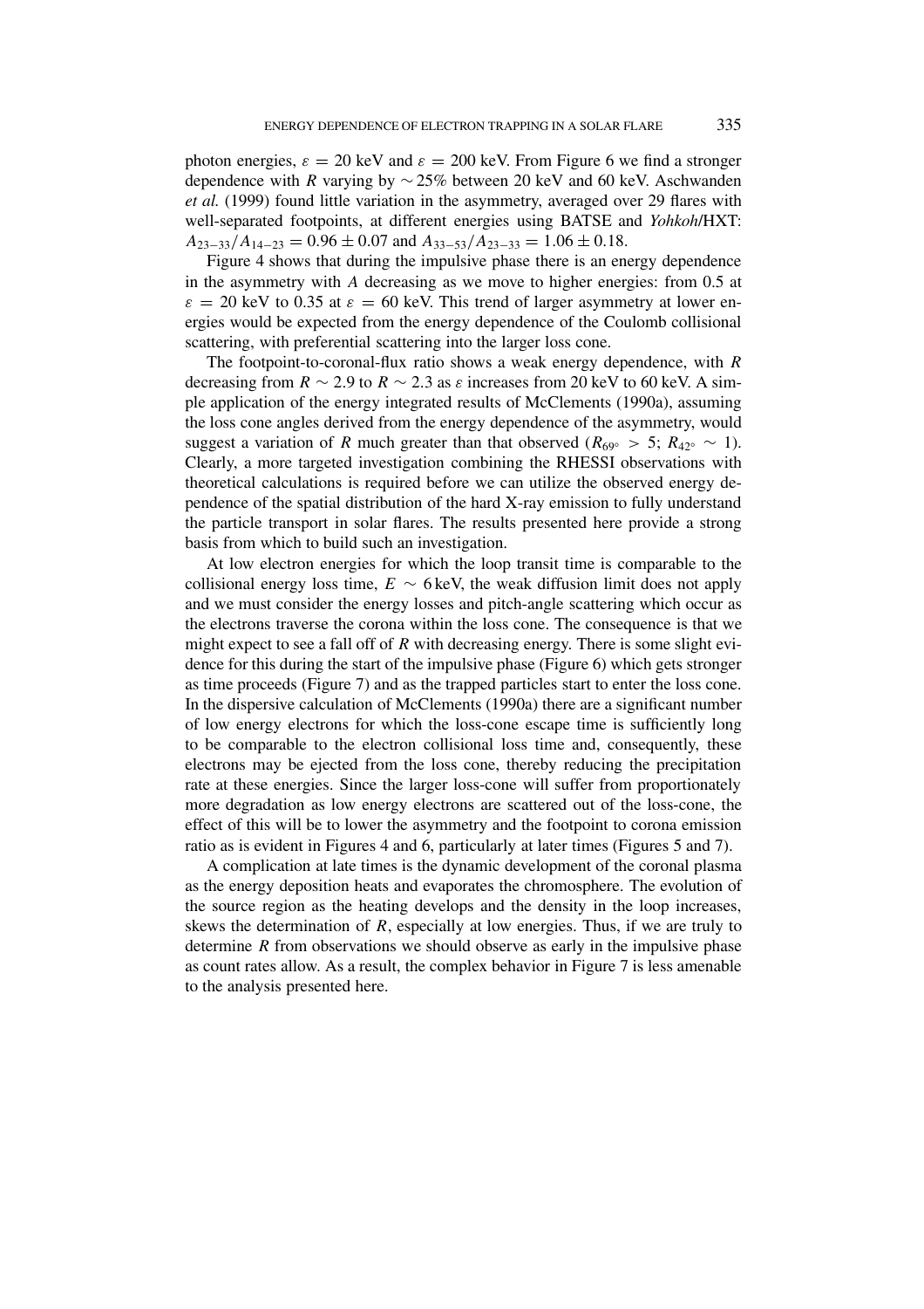photon energies, $\varepsilon = 20$ keV and $\varepsilon = 200$ keV. From Figure 6 we find a stronger dependence with $R$ varying by $\sim 25\%$ between 20 keV and 60 keV. Aschwanden *et al.* (1999) found little variation in the asymmetry, averaged over 29 flares with well-separated footpoints, at different energies using BATSE and *Yohkoh*/HXT: $A_{23-33}/A_{14-23} = 0.96 \pm 0.07$ and $A_{33-53}/A_{23-33} = 1.06 \pm 0.18$.

Figure 4 shows that during the impulsive phase there is an energy dependence in the asymmetry with $A$ decreasing as we move to higher energies: from 0.5 at $\varepsilon = 20$ keV to 0.35 at $\varepsilon = 60$ keV. This trend of larger asymmetry at lower energies would be expected from the energy dependence of the Coulomb collisional scattering, with preferential scattering into the larger loss cone.

The footpoint-to-coronal-flux ratio shows a weak energy dependence, with $R$ decreasing from $R \sim 2.9$ to $R \sim 2.3$ as $\varepsilon$ increases from 20 keV to 60 keV. A simple application of the energy integrated results of McClements (1990a), assuming the loss cone angles derived from the energy dependence of the asymmetry, would suggest a variation of $R$ much greater than that observed ($R_{69^\circ} > 5$; $R_{42^\circ} \sim 1$). Clearly, a more targeted investigation combining the RHESSI observations with theoretical calculations is required before we can utilize the observed energy dependence of the spatial distribution of the hard X-ray emission to fully understand the particle transport in solar flares. The results presented here provide a strong basis from which to build such an investigation.

At low electron energies for which the loop transit time is comparable to the collisional energy loss time, $E \sim 6$ keV, the weak diffusion limit does not apply and we must consider the energy losses and pitch-angle scattering which occur as the electrons traverse the corona within the loss cone. The consequence is that we might expect to see a fall off of $R$ with decreasing energy. There is some slight evidence for this during the start of the impulsive phase (Figure 6) which gets stronger as time proceeds (Figure 7) and as the trapped particles start to enter the loss cone. In the dispersive calculation of McClements (1990a) there are a significant number of low energy electrons for which the loss-cone escape time is sufficiently long to be comparable to the electron collisional loss time and, consequently, these electrons may be ejected from the loss cone, thereby reducing the precipitation rate at these energies. Since the larger loss-cone will suffer from proportionately more degradation as low energy electrons are scattered out of the loss-cone, the effect of this will be to lower the asymmetry and the footpoint to corona emission ratio as is evident in Figures 4 and 6, particularly at later times (Figures 5 and 7).

A complication at late times is the dynamic development of the coronal plasma as the energy deposition heats and evaporates the chromosphere. The evolution of the source region as the heating develops and the density in the loop increases, skews the determination of $R$, especially at low energies. Thus, if we are truly to determine $R$ from observations we should observe as early in the impulsive phase as count rates allow. As a result, the complex behavior in Figure 7 is less amenable to the analysis presented here.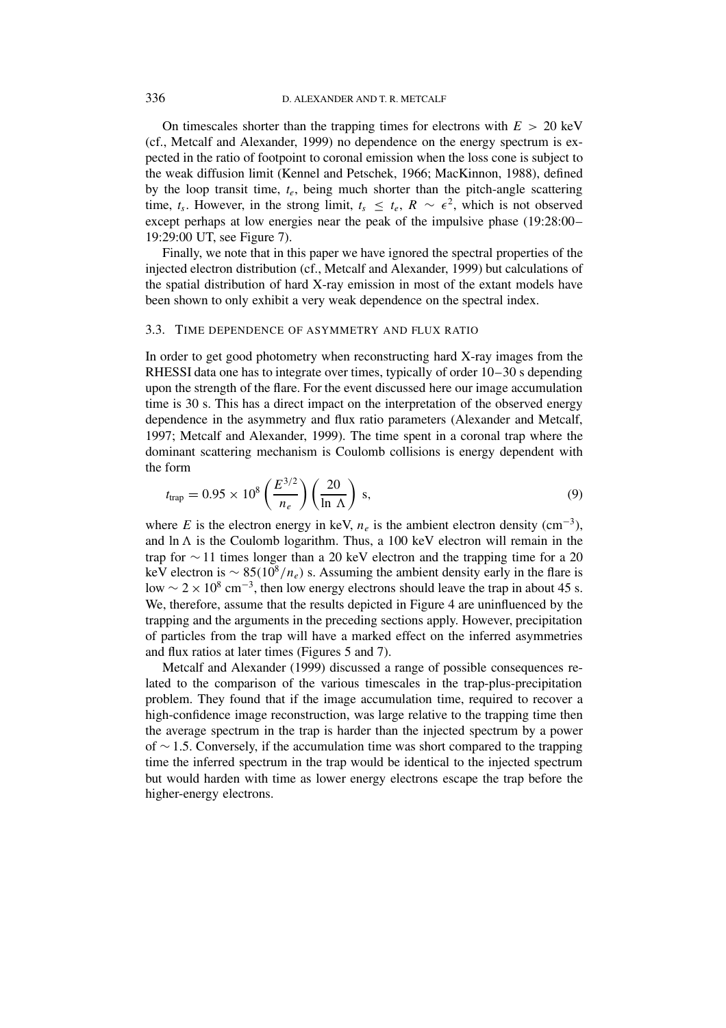On timescales shorter than the trapping times for electrons with $E > 20$ keV (cf., Metcalf and Alexander, 1999) no dependence on the energy spectrum is expected in the ratio of footpoint to coronal emission when the loss cone is subject to the weak diffusion limit (Kennel and Petschek, 1966; MacKinnon, 1988), defined by the loop transit time, $t_e$, being much shorter than the pitch-angle scattering time, $t_s$. However, in the strong limit, $t_s \leq t_e$, $R \sim \epsilon^2$, which is not observed except perhaps at low energies near the peak of the impulsive phase (19:28:00–19:29:00 UT, see Figure 7).

Finally, we note that in this paper we have ignored the spectral properties of the injected electron distribution (cf., Metcalf and Alexander, 1999) but calculations of the spatial distribution of hard X-ray emission in most of the extant models have been shown to only exhibit a very weak dependence on the spectral index.

### 3.3. Time dependence of asymmetry and flux ratio

In order to get good photometry when reconstructing hard X-ray images from the RHESSI data one has to integrate over times, typically of order 10–30 s depending upon the strength of the flare. For the event discussed here our image accumulation time is 30 s. This has a direct impact on the interpretation of the observed energy dependence in the asymmetry and flux ratio parameters (Alexander and Metcalf, 1997; Metcalf and Alexander, 1999). The time spent in a coronal trap where the dominant scattering mechanism is Coulomb collisions is energy dependent with the form

$$t_{\rm trap} = 0.95 \times 10^{8} \left(\frac{E^{3/2}}{n_e}\right)\left(\frac{20}{\ln\,\Lambda}\right)\ {\rm s}, \tag{9}$$

where $E$ is the electron energy in keV, $n_e$ is the ambient electron density (cm$^{-3}$), and $\ln\Lambda$ is the Coulomb logarithm. Thus, a 100 keV electron will remain in the trap for $\sim 11$ times longer than a 20 keV electron and the trapping time for a 20 keV electron is $\sim 85(10^8/n_e)$ s. Assuming the ambient density early in the flare is low $\sim 2 \times 10^8$ cm$^{-3}$, then low energy electrons should leave the trap in about 45 s. We, therefore, assume that the results depicted in Figure 4 are uninfluenced by the trapping and the arguments in the preceding sections apply. However, precipitation of particles from the trap will have a marked effect on the inferred asymmetries and flux ratios at later times (Figures 5 and 7).

Metcalf and Alexander (1999) discussed a range of possible consequences related to the comparison of the various timescales in the trap-plus-precipitation problem. They found that if the image accumulation time, required to recover a high-confidence image reconstruction, was large relative to the trapping time then the average spectrum in the trap is harder than the injected spectrum by a power of $\sim 1.5$. Conversely, if the accumulation time was short compared to the trapping time the inferred spectrum in the trap would be identical to the injected spectrum but would harden with time as lower energy electrons escape the trap before the higher-energy electrons.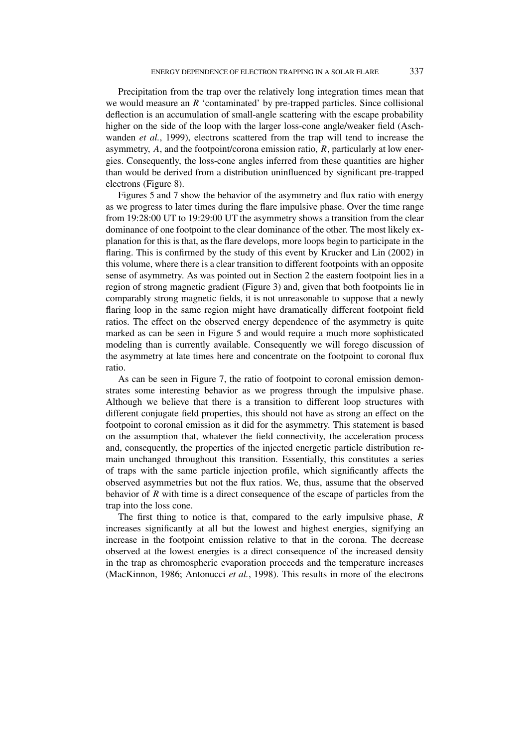Precipitation from the trap over the relatively long integration times mean that we would measure an $R$ 'contaminated' by pre-trapped particles. Since collisional deflection is an accumulation of small-angle scattering with the escape probability higher on the side of the loop with the larger loss-cone angle/weaker field (Aschwanden *et al.*, 1999), electrons scattered from the trap will tend to increase the asymmetry, $A$, and the footpoint/corona emission ratio, $R$, particularly at low energies. Consequently, the loss-cone angles inferred from these quantities are higher than would be derived from a distribution uninfluenced by significant pre-trapped electrons (Figure 8).

Figures 5 and 7 show the behavior of the asymmetry and flux ratio with energy as we progress to later times during the flare impulsive phase. Over the time range from 19:28:00 UT to 19:29:00 UT the asymmetry shows a transition from the clear dominance of one footpoint to the clear dominance of the other. The most likely explanation for this is that, as the flare develops, more loops begin to participate in the flaring. This is confirmed by the study of this event by Krucker and Lin (2002) in this volume, where there is a clear transition to different footpoints with an opposite sense of asymmetry. As was pointed out in Section 2 the eastern footpoint lies in a region of strong magnetic gradient (Figure 3) and, given that both footpoints lie in comparably strong magnetic fields, it is not unreasonable to suppose that a newly flaring loop in the same region might have dramatically different footpoint field ratios. The effect on the observed energy dependence of the asymmetry is quite marked as can be seen in Figure 5 and would require a much more sophisticated modeling than is currently available. Consequently we will forego discussion of the asymmetry at late times here and concentrate on the footpoint to coronal flux ratio.

As can be seen in Figure 7, the ratio of footpoint to coronal emission demonstrates some interesting behavior as we progress through the impulsive phase. Although we believe that there is a transition to different loop structures with different conjugate field properties, this should not have as strong an effect on the footpoint to coronal emission as it did for the asymmetry. This statement is based on the assumption that, whatever the field connectivity, the acceleration process and, consequently, the properties of the injected energetic particle distribution remain unchanged throughout this transition. Essentially, this constitutes a series of traps with the same particle injection profile, which significantly affects the observed asymmetries but not the flux ratios. We, thus, assume that the observed behavior of $R$ with time is a direct consequence of the escape of particles from the trap into the loss cone.

The first thing to notice is that, compared to the early impulsive phase, $R$ increases significantly at all but the lowest and highest energies, signifying an increase in the footpoint emission relative to that in the corona. The decrease observed at the lowest energies is a direct consequence of the increased density in the trap as chromospheric evaporation proceeds and the temperature increases (MacKinnon, 1986; Antonucci *et al.*, 1998). This results in more of the electrons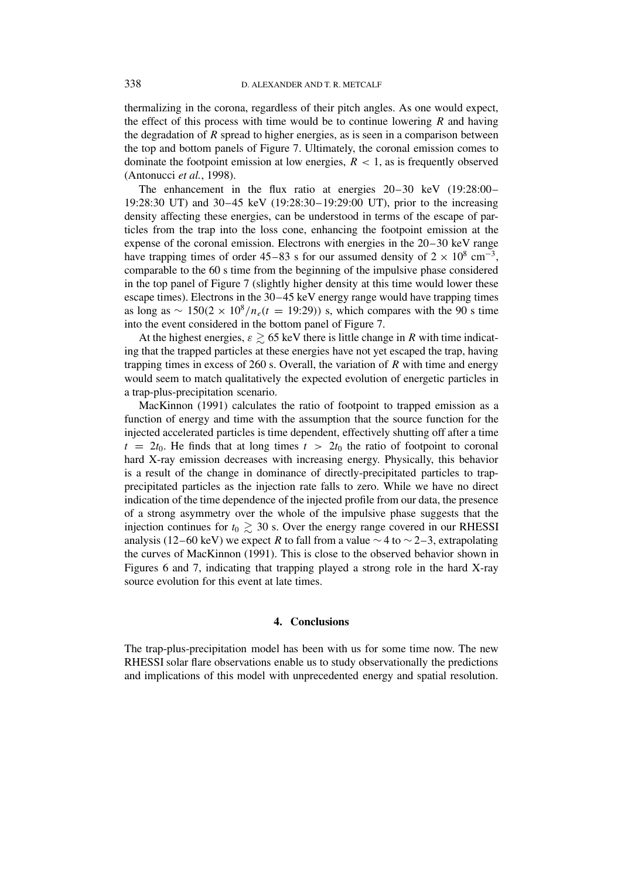thermalizing in the corona, regardless of their pitch angles. As one would expect, the effect of this process with time would be to continue lowering $R$ and having the degradation of $R$ spread to higher energies, as is seen in a comparison between the top and bottom panels of Figure 7. Ultimately, the coronal emission comes to dominate the footpoint emission at low energies, $R < 1$, as is frequently observed (Antonucci *et al.*, 1998).

The enhancement in the flux ratio at energies 20–30 keV (19:28:00–19:28:30 UT) and 30–45 keV (19:28:30–19:29:00 UT), prior to the increasing density affecting these energies, can be understood in terms of the escape of particles from the trap into the loss cone, enhancing the footpoint emission at the expense of the coronal emission. Electrons with energies in the 20–30 keV range have trapping times of order 45–83 s for our assumed density of $2 \times 10^8$ cm$^{-3}$, comparable to the 60 s time from the beginning of the impulsive phase considered in the top panel of Figure 7 (slightly higher density at this time would lower these escape times). Electrons in the 30–45 keV energy range would have trapping times as long as $\sim 150(2 \times 10^8/n_e(t = 19{:}29))$ s, which compares with the 90 s time into the event considered in the bottom panel of Figure 7.

At the highest energies, $\varepsilon \gtrsim 65$ keV there is little change in $R$ with time indicating that the trapped particles at these energies have not yet escaped the trap, having trapping times in excess of 260 s. Overall, the variation of $R$ with time and energy would seem to match qualitatively the expected evolution of energetic particles in a trap-plus-precipitation scenario.

MacKinnon (1991) calculates the ratio of footpoint to trapped emission as a function of energy and time with the assumption that the source function for the injected accelerated particles is time dependent, effectively shutting off after a time $t = 2t_0$. He finds that at long times $t > 2t_0$ the ratio of footpoint to coronal hard X-ray emission decreases with increasing energy. Physically, this behavior is a result of the change in dominance of directly-precipitated particles to trap-precipitated particles as the injection rate falls to zero. While we have no direct indication of the time dependence of the injected profile from our data, the presence of a strong asymmetry over the whole of the impulsive phase suggests that the injection continues for $t_0 \gtrsim 30$ s. Over the energy range covered in our RHESSI analysis (12–60 keV) we expect $R$ to fall from a value $\sim 4$ to $\sim 2$–3, extrapolating the curves of MacKinnon (1991). This is close to the observed behavior shown in Figures 6 and 7, indicating that trapping played a strong role in the hard X-ray source evolution for this event at late times.

## 4. Conclusions

The trap-plus-precipitation model has been with us for some time now. The new RHESSI solar flare observations enable us to study observationally the predictions and implications of this model with unprecedented energy and spatial resolution.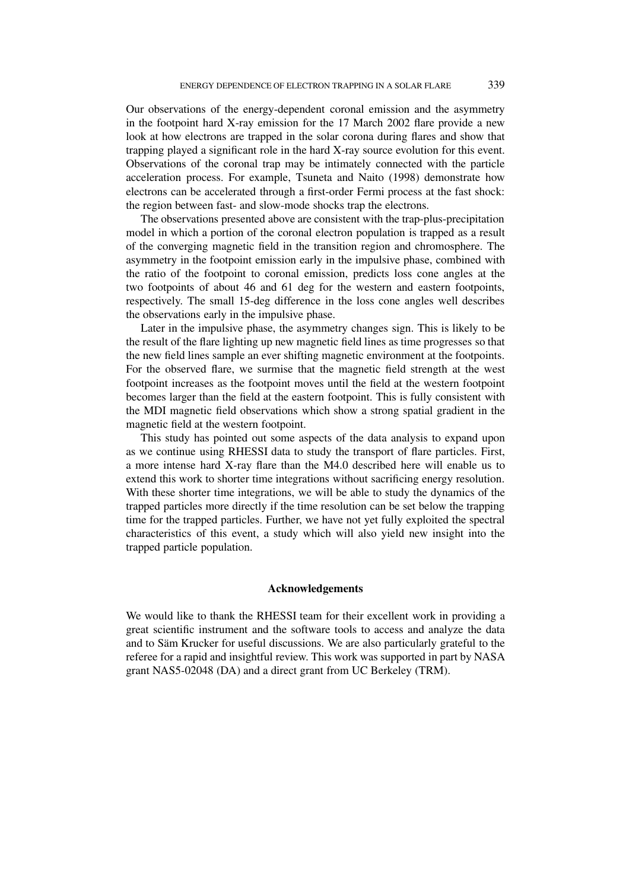Our observations of the energy-dependent coronal emission and the asymmetry in the footpoint hard X-ray emission for the 17 March 2002 flare provide a new look at how electrons are trapped in the solar corona during flares and show that trapping played a significant role in the hard X-ray source evolution for this event. Observations of the coronal trap may be intimately connected with the particle acceleration process. For example, Tsuneta and Naito (1998) demonstrate how electrons can be accelerated through a first-order Fermi process at the fast shock: the region between fast- and slow-mode shocks trap the electrons.

The observations presented above are consistent with the trap-plus-precipitation model in which a portion of the coronal electron population is trapped as a result of the converging magnetic field in the transition region and chromosphere. The asymmetry in the footpoint emission early in the impulsive phase, combined with the ratio of the footpoint to coronal emission, predicts loss cone angles at the two footpoints of about 46 and 61 deg for the western and eastern footpoints, respectively. The small 15-deg difference in the loss cone angles well describes the observations early in the impulsive phase.

Later in the impulsive phase, the asymmetry changes sign. This is likely to be the result of the flare lighting up new magnetic field lines as time progresses so that the new field lines sample an ever shifting magnetic environment at the footpoints. For the observed flare, we surmise that the magnetic field strength at the west footpoint increases as the footpoint moves until the field at the western footpoint becomes larger than the field at the eastern footpoint. This is fully consistent with the MDI magnetic field observations which show a strong spatial gradient in the magnetic field at the western footpoint.

This study has pointed out some aspects of the data analysis to expand upon as we continue using RHESSI data to study the transport of flare particles. First, a more intense hard X-ray flare than the M4.0 described here will enable us to extend this work to shorter time integrations without sacrificing energy resolution. With these shorter time integrations, we will be able to study the dynamics of the trapped particles more directly if the time resolution can be set below the trapping time for the trapped particles. Further, we have not yet fully exploited the spectral characteristics of this event, a study which will also yield new insight into the trapped particle population.

## Acknowledgements

We would like to thank the RHESSI team for their excellent work in providing a great scientific instrument and the software tools to access and analyze the data and to Säm Krucker for useful discussions. We are also particularly grateful to the referee for a rapid and insightful review. This work was supported in part by NASA grant NAS5-02048 (DA) and a direct grant from UC Berkeley (TRM).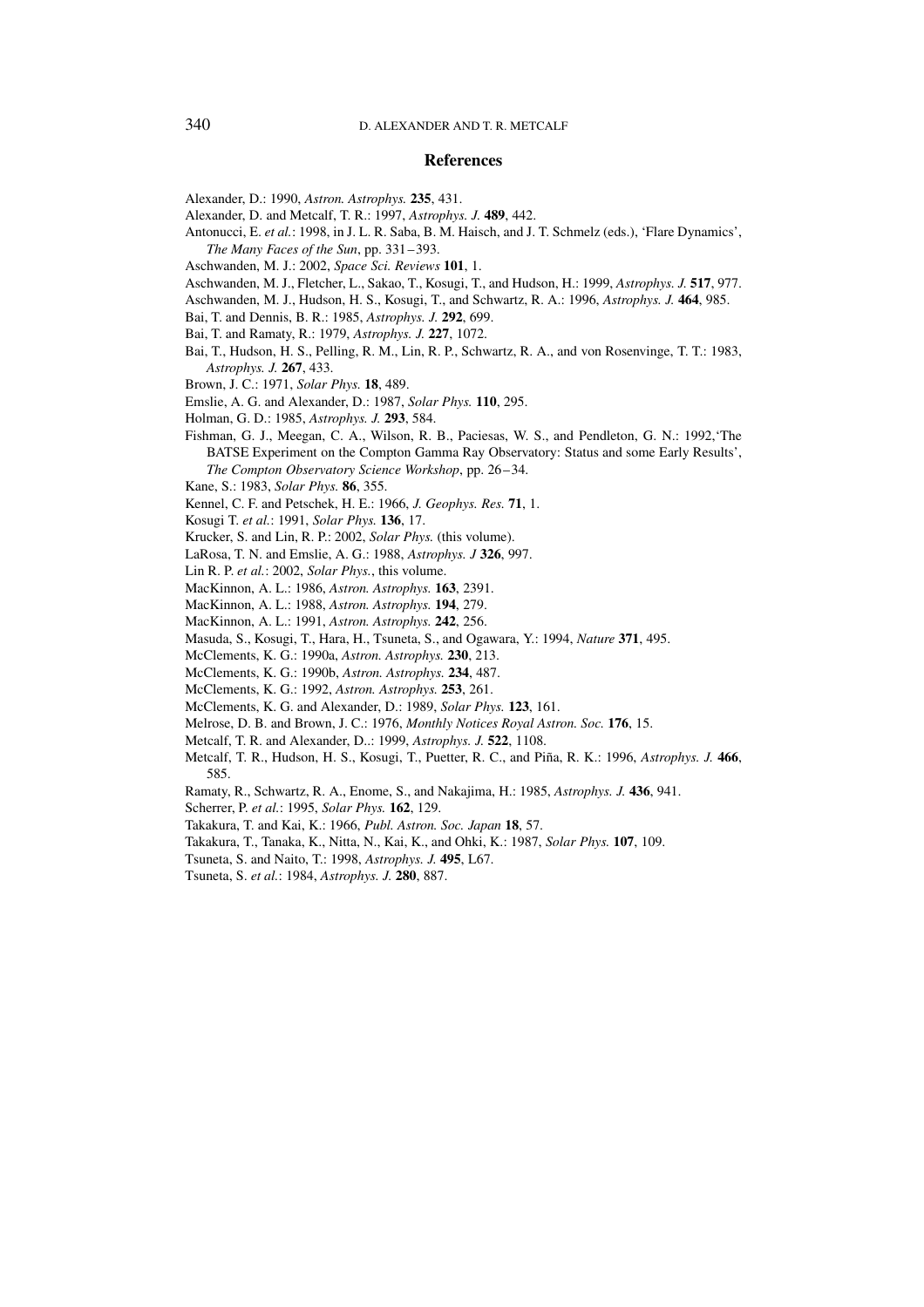## References

Alexander, D.: 1990, *Astron. Astrophys.* **235**, 431.

Alexander, D. and Metcalf, T. R.: 1997, *Astrophys. J.* **489**, 442.

Antonucci, E. *et al.*: 1998, in J. L. R. Saba, B. M. Haisch, and J. T. Schmelz (eds.), 'Flare Dynamics', *The Many Faces of the Sun*, pp. 331–393.

Aschwanden, M. J.: 2002, *Space Sci. Reviews* **101**, 1.

Aschwanden, M. J., Fletcher, L., Sakao, T., Kosugi, T., and Hudson, H.: 1999, *Astrophys. J.* **517**, 977.

Aschwanden, M. J., Hudson, H. S., Kosugi, T., and Schwartz, R. A.: 1996, *Astrophys. J.* **464**, 985.

Bai, T. and Dennis, B. R.: 1985, *Astrophys. J.* **292**, 699.

Bai, T. and Ramaty, R.: 1979, *Astrophys. J.* **227**, 1072.

Bai, T., Hudson, H. S., Pelling, R. M., Lin, R. P., Schwartz, R. A., and von Rosenvinge, T. T.: 1983, *Astrophys. J.* **267**, 433.

Brown, J. C.: 1971, *Solar Phys.* **18**, 489.

Emslie, A. G. and Alexander, D.: 1987, *Solar Phys.* **110**, 295.

Holman, G. D.: 1985, *Astrophys. J.* **293**, 584.

Fishman, G. J., Meegan, C. A., Wilson, R. B., Paciesas, W. S., and Pendleton, G. N.: 1992,'The BATSE Experiment on the Compton Gamma Ray Observatory: Status and some Early Results', *The Compton Observatory Science Workshop*, pp. 26–34.

Kane, S.: 1983, *Solar Phys.* **86**, 355.

Kennel, C. F. and Petschek, H. E.: 1966, *J. Geophys. Res.* **71**, 1.

Kosugi T. *et al.*: 1991, *Solar Phys.* **136**, 17.

Krucker, S. and Lin, R. P.: 2002, *Solar Phys.* (this volume).

LaRosa, T. N. and Emslie, A. G.: 1988, *Astrophys. J* **326**, 997.

Lin R. P. *et al.*: 2002, *Solar Phys.*, this volume.

MacKinnon, A. L.: 1986, *Astron. Astrophys.* **163**, 2391.

MacKinnon, A. L.: 1988, *Astron. Astrophys.* **194**, 279.

MacKinnon, A. L.: 1991, *Astron. Astrophys.* **242**, 256.

Masuda, S., Kosugi, T., Hara, H., Tsuneta, S., and Ogawara, Y.: 1994, *Nature* **371**, 495.

McClements, K. G.: 1990a, *Astron. Astrophys.* **230**, 213.

McClements, K. G.: 1990b, *Astron. Astrophys.* **234**, 487.

McClements, K. G.: 1992, *Astron. Astrophys.* **253**, 261.

McClements, K. G. and Alexander, D.: 1989, *Solar Phys.* **123**, 161.

Melrose, D. B. and Brown, J. C.: 1976, *Monthly Notices Royal Astron. Soc.* **176**, 15.

Metcalf, T. R. and Alexander, D..: 1999, *Astrophys. J.* **522**, 1108.

Metcalf, T. R., Hudson, H. S., Kosugi, T., Puetter, R. C., and Piña, R. K.: 1996, *Astrophys. J.* **466**, 585.

Ramaty, R., Schwartz, R. A., Enome, S., and Nakajima, H.: 1985, *Astrophys. J.* **436**, 941.

Scherrer, P. *et al.*: 1995, *Solar Phys.* **162**, 129.

Takakura, T. and Kai, K.: 1966, *Publ. Astron. Soc. Japan* **18**, 57.

Takakura, T., Tanaka, K., Nitta, N., Kai, K., and Ohki, K.: 1987, *Solar Phys.* **107**, 109.

Tsuneta, S. and Naito, T.: 1998, *Astrophys. J.* **495**, L67.

Tsuneta, S. *et al.*: 1984, *Astrophys. J.* **280**, 887.